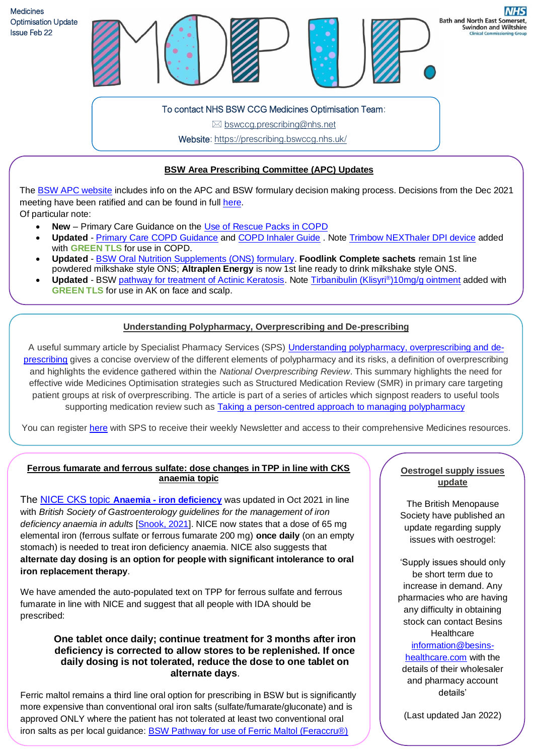Medicines Optimisation Update
Issue Feb 22

# MOP UP.

Bath and North East Somerset, Swindon and Wiltshire Clinical Commissioning Group

To contact NHS BSW CCG Medicines Optimisation Team:
bswccg.prescribing@nhs.net
Website: https://prescribing.bswccg.nhs.uk/

## BSW Area Prescribing Committee (APC) Updates

The BSW APC website includes info on the APC and BSW formulary decision making process. Decisions from the Dec 2021 meeting have been ratified and can be found in full here.
Of particular note:

- **New** – Primary Care Guidance on the Use of Rescue Packs in COPD
- **Updated** - Primary Care COPD Guidance and COPD Inhaler Guide . Note Trimbow NEXThaler DPI device added with **GREEN TLS** for use in COPD.
- **Updated** - BSW Oral Nutrition Supplements (ONS) formulary. **Foodlink Complete sachets** remain 1st line powdered milkshake style ONS; **Altraplen Energy** is now 1st line ready to drink milkshake style ONS.
- **Updated** - BSW pathway for treatment of Actinic Keratosis. Note Tirbanibulin (Klisyri®)10mg/g ointment added with **GREEN TLS** for use in AK on face and scalp.

## Understanding Polypharmacy, Overprescribing and De-prescribing

A useful summary article by Specialist Pharmacy Services (SPS) Understanding polypharmacy, overprescribing and de-prescribing gives a concise overview of the different elements of polypharmacy and its risks, a definition of overprescribing and highlights the evidence gathered within the *National Overprescribing Review*. This summary highlights the need for effective wide Medicines Optimisation strategies such as Structured Medication Review (SMR) in primary care targeting patient groups at risk of overprescribing. The article is part of a series of articles which signpost readers to useful tools supporting medication review such as Taking a person-centred approach to managing polypharmacy

You can register here with SPS to receive their weekly Newsletter and access to their comprehensive Medicines resources.

## Ferrous fumarate and ferrous sulfate: dose changes in TPP in line with CKS anaemia topic

The NICE CKS topic **Anaemia - iron deficiency** was updated in Oct 2021 in line with *British Society of Gastroenterology guidelines for the management of iron deficiency anaemia in adults* [Snook, 2021]. NICE now states that a dose of 65 mg elemental iron (ferrous sulfate or ferrous fumarate 200 mg) **once daily** (on an empty stomach) is needed to treat iron deficiency anaemia. NICE also suggests that **alternate day dosing is an option for people with significant intolerance to oral iron replacement therapy**.

We have amended the auto-populated text on TPP for ferrous sulfate and ferrous fumarate in line with NICE and suggest that all people with IDA should be prescribed:

**One tablet once daily; continue treatment for 3 months after iron deficiency is corrected to allow stores to be replenished. If once daily dosing is not tolerated, reduce the dose to one tablet on alternate days.**

Ferric maltol remains a third line oral option for prescribing in BSW but is significantly more expensive than conventional oral iron salts (sulfate/fumarate/gluconate) and is approved ONLY where the patient has not tolerated at least two conventional oral iron salts as per local guidance: BSW Pathway for use of Ferric Maltol (Feraccru®)

## Oestrogel supply issues update

The British Menopause Society have published an update regarding supply issues with oestrogel:

'Supply issues should only be short term due to increase in demand. Any pharmacies who are having any difficulty in obtaining stock can contact Besins Healthcare information@besins-healthcare.com with the details of their wholesaler and pharmacy account details'

(Last updated Jan 2022)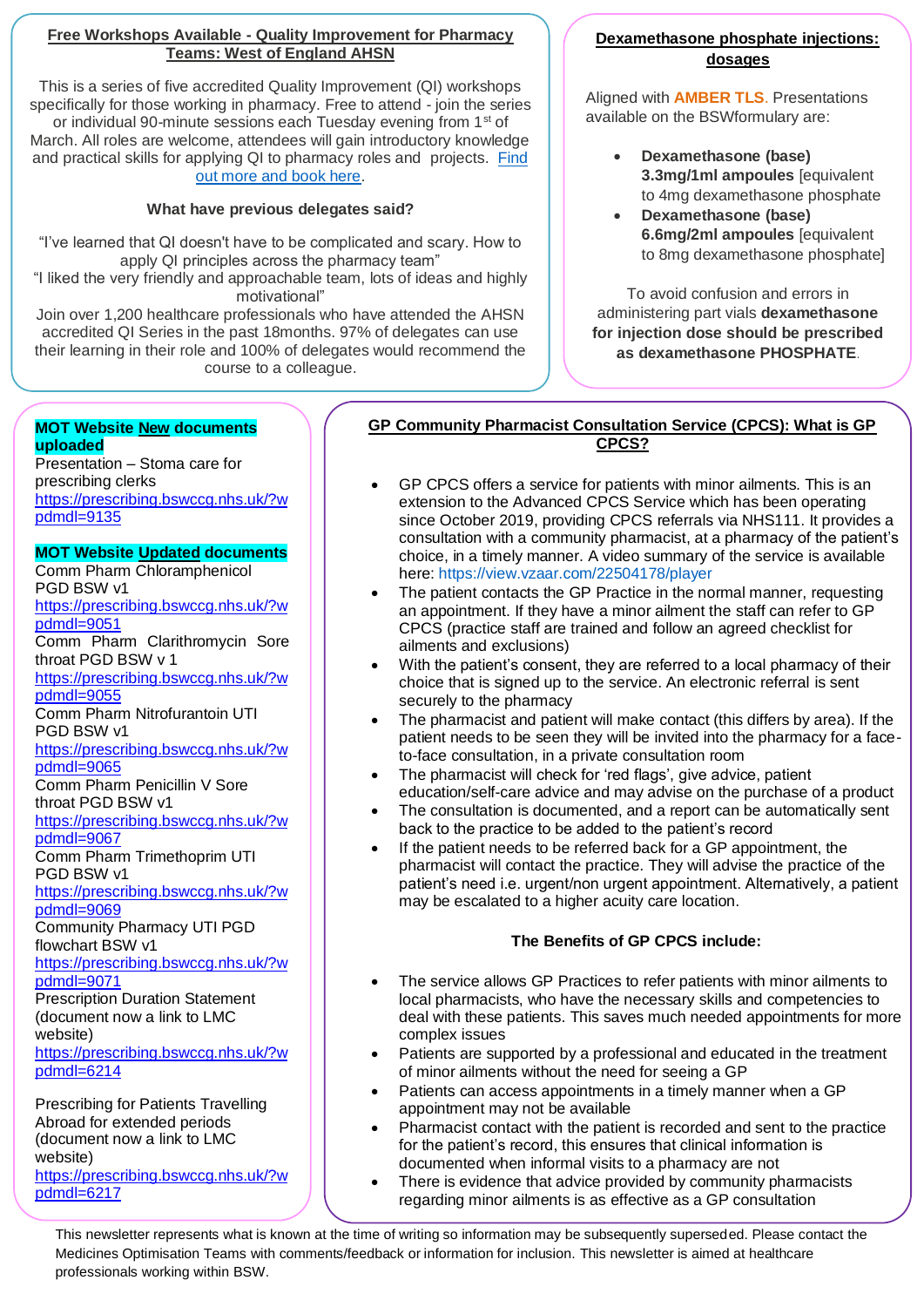## Free Workshops Available - Quality Improvement for Pharmacy Teams: West of England AHSN

This is a series of five accredited Quality Improvement (QI) workshops specifically for those working in pharmacy. Free to attend - join the series or individual 90-minute sessions each Tuesday evening from 1st of March. All roles are welcome, attendees will gain introductory knowledge and practical skills for applying QI to pharmacy roles and projects. Find out more and book here.

**What have previous delegates said?**

"I've learned that QI doesn't have to be complicated and scary. How to apply QI principles across the pharmacy team"
"I liked the very friendly and approachable team, lots of ideas and highly motivational"
Join over 1,200 healthcare professionals who have attended the AHSN accredited QI Series in the past 18months. 97% of delegates can use their learning in their role and 100% of delegates would recommend the course to a colleague.

## Dexamethasone phosphate injections: dosages

Aligned with **AMBER TLS**. Presentations available on the BSWformulary are:

- **Dexamethasone (base) 3.3mg/1ml ampoules** [equivalent to 4mg dexamethasone phosphate
- **Dexamethasone (base) 6.6mg/2ml ampoules** [equivalent to 8mg dexamethasone phosphate]

To avoid confusion and errors in administering part vials **dexamethasone for injection dose should be prescribed as dexamethasone PHOSPHATE**.

## MOT Website New documents uploaded

Presentation – Stoma care for prescribing clerks
https://prescribing.bswccg.nhs.uk/?wpdmdl=9135

## MOT Website Updated documents

Comm Pharm Chloramphenicol PGD BSW v1
https://prescribing.bswccg.nhs.uk/?wpdmdl=9051

Comm Pharm Clarithromycin Sore throat PGD BSW v 1
https://prescribing.bswccg.nhs.uk/?wpdmdl=9055

Comm Pharm Nitrofurantoin UTI PGD BSW v1
https://prescribing.bswccg.nhs.uk/?wpdmdl=9065

Comm Pharm Penicillin V Sore throat PGD BSW v1
https://prescribing.bswccg.nhs.uk/?wpdmdl=9067

Comm Pharm Trimethoprim UTI PGD BSW v1
https://prescribing.bswccg.nhs.uk/?wpdmdl=9069

Community Pharmacy UTI PGD flowchart BSW v1
https://prescribing.bswccg.nhs.uk/?wpdmdl=9071

Prescription Duration Statement (document now a link to LMC website)
https://prescribing.bswccg.nhs.uk/?wpdmdl=6214

Prescribing for Patients Travelling Abroad for extended periods (document now a link to LMC website)
https://prescribing.bswccg.nhs.uk/?wpdmdl=6217

## GP Community Pharmacist Consultation Service (CPCS): What is GP CPCS?

- GP CPCS offers a service for patients with minor ailments. This is an extension to the Advanced CPCS Service which has been operating since October 2019, providing CPCS referrals via NHS111. It provides a consultation with a community pharmacist, at a pharmacy of the patient's choice, in a timely manner. A video summary of the service is available here: https://view.vzaar.com/22504178/player
- The patient contacts the GP Practice in the normal manner, requesting an appointment. If they have a minor ailment the staff can refer to GP CPCS (practice staff are trained and follow an agreed checklist for ailments and exclusions)
- With the patient's consent, they are referred to a local pharmacy of their choice that is signed up to the service. An electronic referral is sent securely to the pharmacy
- The pharmacist and patient will make contact (this differs by area). If the patient needs to be seen they will be invited into the pharmacy for a face-to-face consultation, in a private consultation room
- The pharmacist will check for 'red flags', give advice, patient education/self-care advice and may advise on the purchase of a product
- The consultation is documented, and a report can be automatically sent back to the practice to be added to the patient's record
- If the patient needs to be referred back for a GP appointment, the pharmacist will contact the practice. They will advise the practice of the patient's need i.e. urgent/non urgent appointment. Alternatively, a patient may be escalated to a higher acuity care location.

**The Benefits of GP CPCS include:**

- The service allows GP Practices to refer patients with minor ailments to local pharmacists, who have the necessary skills and competencies to deal with these patients. This saves much needed appointments for more complex issues
- Patients are supported by a professional and educated in the treatment of minor ailments without the need for seeing a GP
- Patients can access appointments in a timely manner when a GP appointment may not be available
- Pharmacist contact with the patient is recorded and sent to the practice for the patient's record, this ensures that clinical information is documented when informal visits to a pharmacy are not
- There is evidence that advice provided by community pharmacists regarding minor ailments is as effective as a GP consultation

This newsletter represents what is known at the time of writing so information may be subsequently superseded. Please contact the Medicines Optimisation Teams with comments/feedback or information for inclusion. This newsletter is aimed at healthcare professionals working within BSW.